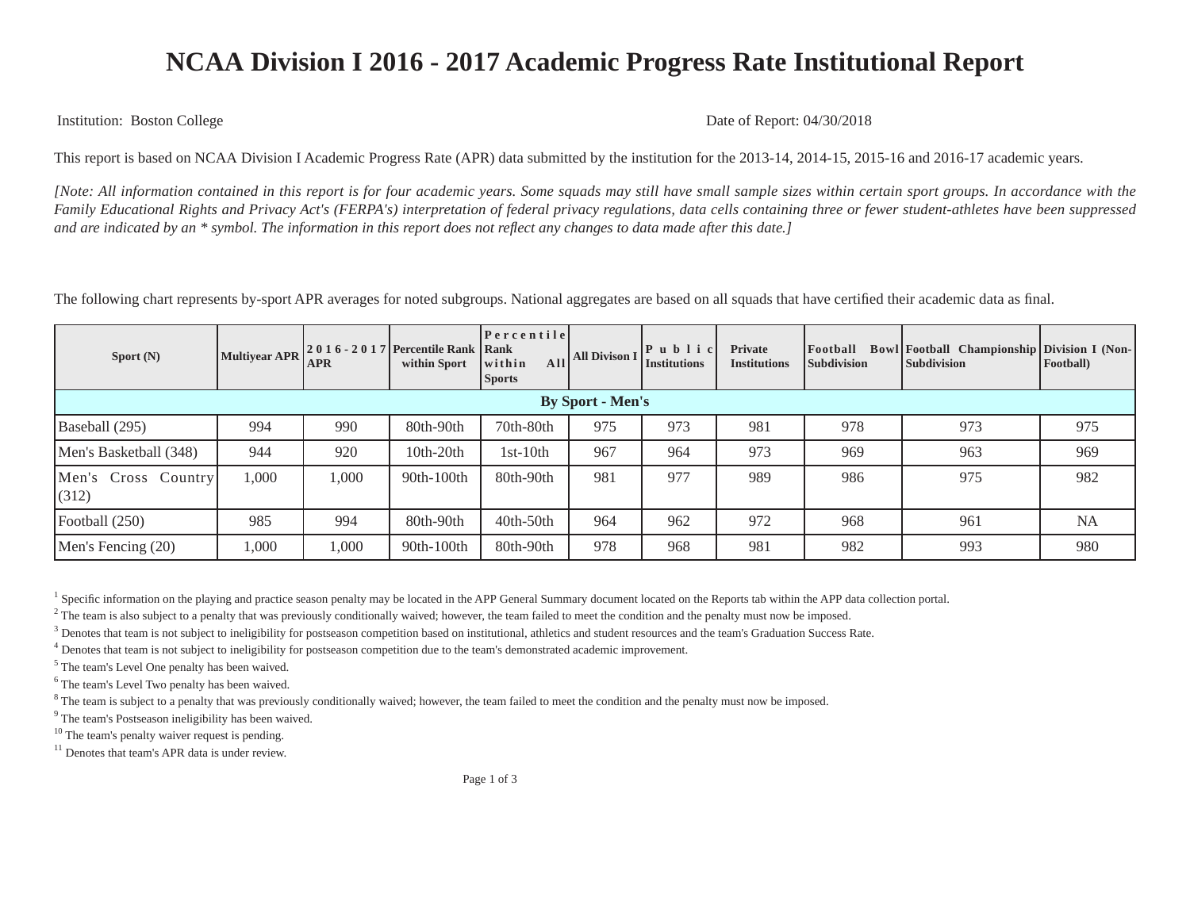# NCAA Division I 2016 - 2017 Academic Progress Rate Institutional Report

Institution: Boston College

Date of Report: 04/30/2018

This report is based on NCAA Division I Academic Progress Rate (APR) data submitted by the institution for the 2013-14, 2014-15, 2015-16 and 2016-17 academic years.

*[Note: All information contained in this report is for four academic years. Some squads may still have small sample sizes within certain sport groups. In accordance with the Family Educational Rights and Privacy Act's (FERPA's) interpretation of federal privacy regulations, data cells containing three or fewer student-athletes have been suppressed and are indicated by an * symbol. The information in this report does not reflect any changes to data made after this date.]*

The following chart represents by-sport APR averages for noted subgroups. National aggregates are based on all squads that have certified their academic data as final.

| Sport (N) | Multiyear APR | 2016-2017 APR | Percentile Rank within Sport | Percentile Rank within All Sports | All Divison I | Public Institutions | Private Institutions | Football Bowl Subdivision | Football Championship Subdivision | Division I (Non-Football) |
|---|---|---|---|---|---|---|---|---|---|---|
| **By Sport - Men's** | | | | | | | | | | |
| Baseball (295) | 994 | 990 | 80th-90th | 70th-80th | 975 | 973 | 981 | 978 | 973 | 975 |
| Men's Basketball (348) | 944 | 920 | 10th-20th | 1st-10th | 967 | 964 | 973 | 969 | 963 | 969 |
| Men's Cross Country (312) | 1,000 | 1,000 | 90th-100th | 80th-90th | 981 | 977 | 989 | 986 | 975 | 982 |
| Football (250) | 985 | 994 | 80th-90th | 40th-50th | 964 | 962 | 972 | 968 | 961 | NA |
| Men's Fencing (20) | 1,000 | 1,000 | 90th-100th | 80th-90th | 978 | 968 | 981 | 982 | 993 | 980 |

[1] Specific information on the playing and practice season penalty be located in the APP General Summary document located on the Reports tab within the APP data collection portal.
[2] The team is also subject to a penalty that was previously conditionally waived; however, the team failed to meet the condition and the penalty must now be imposed.
[3] Denotes that team is not subject to ineligibility for postseason competition based on institutional, athletics and student resources and the team's Graduation Success Rate.
[4] Denotes that team is not subject to ineligibility for postseason competition due to the team's demonstrated academic improvement.
[5] The team's Level One penalty has been waived.
[6] The team's Level Two penalty has been waived.
[8] The team is subject to a penalty that was previously conditionally waived; however, the team failed to meet the condition and the penalty must now be imposed.
[9] The team's Postseason ineligibility has been waived.
[10] The team's penalty waiver request is pending.
[11] Denotes that team's APR data is under review.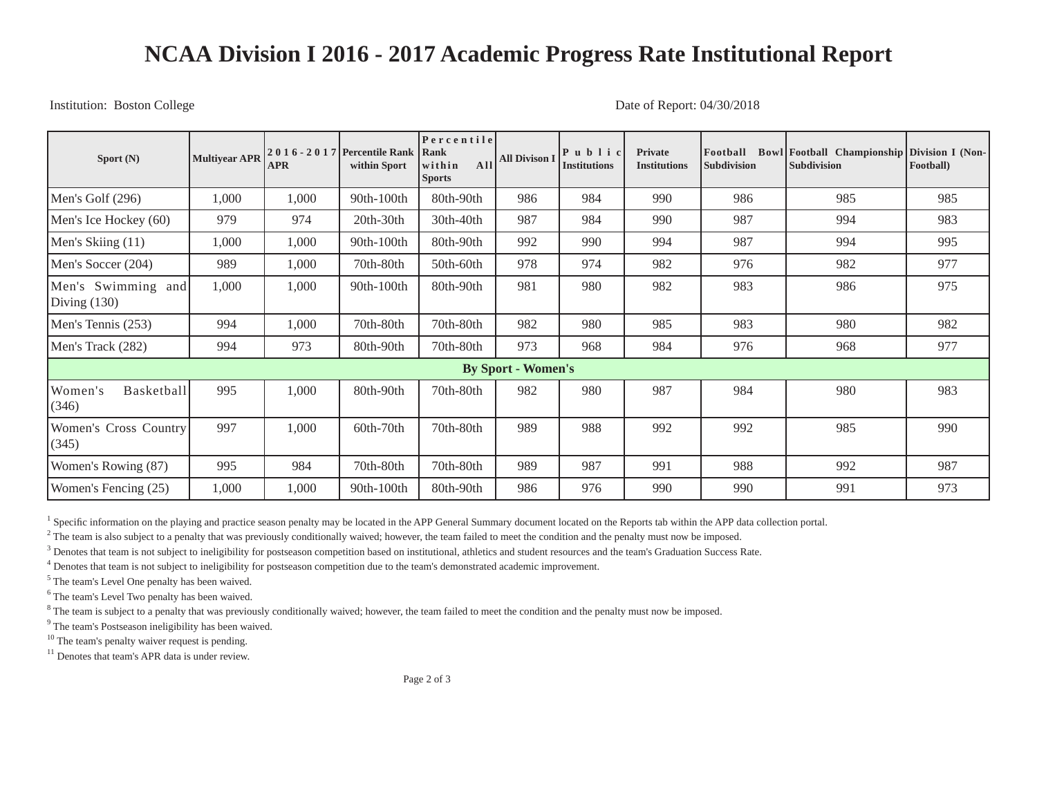# NCAA Division I 2016 - 2017 Academic Progress Rate Institutional Report

Institution: Boston College

Date of Report: 04/30/2018

| Sport (N) | Multiyear APR | 2016-2017 APR | Percentile Rank within Sport | Percentile Rank within All Sports | All Divison I | Public Institutions | Private Institutions | Football Bowl Subdivision | Football Championship Subdivision | Division I (Non-Football) |
|---|---|---|---|---|---|---|---|---|---|---|
| Men's Golf (296) | 1,000 | 1,000 | 90th-100th | 80th-90th | 986 | 984 | 990 | 986 | 985 | 985 |
| Men's Ice Hockey (60) | 979 | 974 | 20th-30th | 30th-40th | 987 | 984 | 990 | 987 | 994 | 983 |
| Men's Skiing (11) | 1,000 | 1,000 | 90th-100th | 80th-90th | 992 | 990 | 994 | 987 | 994 | 995 |
| Men's Soccer (204) | 989 | 1,000 | 70th-80th | 50th-60th | 978 | 974 | 982 | 976 | 982 | 977 |
| Men's Swimming and Diving (130) | 1,000 | 1,000 | 90th-100th | 80th-90th | 981 | 980 | 982 | 983 | 986 | 975 |
| Men's Tennis (253) | 994 | 1,000 | 70th-80th | 70th-80th | 982 | 980 | 985 | 983 | 980 | 982 |
| Men's Track (282) | 994 | 973 | 80th-90th | 70th-80th | 973 | 968 | 984 | 976 | 968 | 977 |
| **By Sport - Women's** | | | | | | | | | | |
| Women's Basketball (346) | 995 | 1,000 | 80th-90th | 70th-80th | 982 | 980 | 987 | 984 | 980 | 983 |
| Women's Cross Country (345) | 997 | 1,000 | 60th-70th | 70th-80th | 989 | 988 | 992 | 992 | 985 | 990 |
| Women's Rowing (87) | 995 | 984 | 70th-80th | 70th-80th | 989 | 987 | 991 | 988 | 992 | 987 |
| Women's Fencing (25) | 1,000 | 1,000 | 90th-100th | 80th-90th | 986 | 976 | 990 | 990 | 991 | 973 |

[1] Specific information on the playing and practice season penalty may be located in the APP General Summary document located on the Reports tab within the APP data collection portal.
[2] The team is also subject to a penalty that was previously conditionally waived; however, the team failed to meet the condition and the penalty must now be imposed.
[3] Denotes that team is not subject to ineligibility for postseason competition based on institutional, athletics and student resources and the team's Graduation Success Rate.
[4] Denotes that team is not subject to ineligibility for postseason competition due to the team's demonstrated academic improvement.
[5] The team's Level One penalty has been waived.
[6] The team's Level Two penalty has been waived.
[8] The team is subject to a penalty that was previously conditionally waived; however, the team failed to meet the condition and the penalty must now be imposed.
[9] The team's Postseason ineligibility has been waived.
[10] The team's penalty waiver request is pending.
[11] Denotes that team's APR data is under review.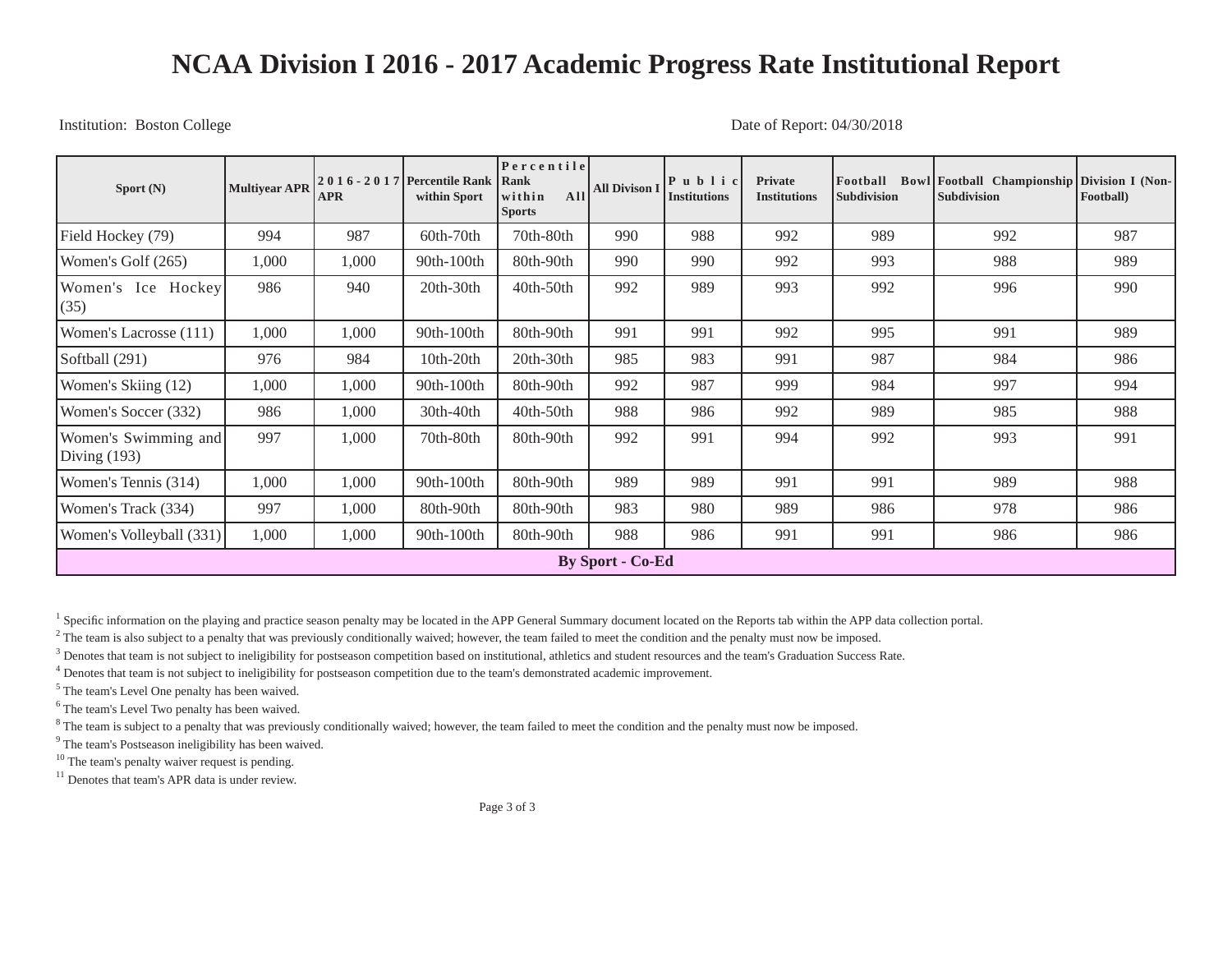# NCAA Division I 2016 - 2017 Academic Progress Rate Institutional Report

Institution: Boston College

Date of Report: 04/30/2018

| Sport (N) | Multiyear APR | 2016-2017 APR | Percentile Rank within Sport | Percentile Rank within All Sports | All Divison I | Public Institutions | Private Institutions | Football Bowl Subdivision | Football Championship Subdivision | Division I (Non-Football) |
|---|---|---|---|---|---|---|---|---|---|---|
| Field Hockey (79) | 994 | 987 | 60th-70th | 70th-80th | 990 | 988 | 992 | 989 | 992 | 987 |
| Women's Golf (265) | 1,000 | 1,000 | 90th-100th | 80th-90th | 990 | 990 | 992 | 993 | 988 | 989 |
| Women's Ice Hockey (35) | 986 | 940 | 20th-30th | 40th-50th | 992 | 989 | 993 | 992 | 996 | 990 |
| Women's Lacrosse (111) | 1,000 | 1,000 | 90th-100th | 80th-90th | 991 | 991 | 992 | 995 | 991 | 989 |
| Softball (291) | 976 | 984 | 10th-20th | 20th-30th | 985 | 983 | 991 | 987 | 984 | 986 |
| Women's Skiing (12) | 1,000 | 1,000 | 90th-100th | 80th-90th | 992 | 987 | 999 | 984 | 997 | 994 |
| Women's Soccer (332) | 986 | 1,000 | 30th-40th | 40th-50th | 988 | 986 | 992 | 989 | 985 | 988 |
| Women's Swimming and Diving (193) | 997 | 1,000 | 70th-80th | 80th-90th | 992 | 991 | 994 | 992 | 993 | 991 |
| Women's Tennis (314) | 1,000 | 1,000 | 90th-100th | 80th-90th | 989 | 989 | 991 | 991 | 989 | 988 |
| Women's Track (334) | 997 | 1,000 | 80th-90th | 80th-90th | 983 | 980 | 989 | 986 | 978 | 986 |
| Women's Volleyball (331) | 1,000 | 1,000 | 90th-100th | 80th-90th | 988 | 986 | 991 | 991 | 986 | 986 |
| **By Sport - Co-Ed** | | | | | | | | | | |

[1] Specific information on the playing and practice season penalty may be located in the APP General Summary document located on the Reports tab within the APP data collection portal.

[2] The team is also subject to a penalty that was previously conditionally waived; however, the team failed to meet the condition and the penalty must now be imposed.

[3] Denotes that team is not subject to ineligibility for postseason competition based on institutional, athletics and student resources and the team's Graduation Success Rate.

[4] Denotes that team is not subject to ineligibility for postseason competition due to the team's demonstrated academic improvement.

[5] The team's Level One penalty has been waived.

[6] The team's Level Two penalty has been waived.

[8] The team is subject to a penalty that was previously conditionally waived; however, the team failed to meet the condition and the penalty must now be imposed.

[9] The team's Postseason ineligibility has been waived.

[10] The team's penalty waiver request is pending.

[11] Denotes that team's APR data is under review.